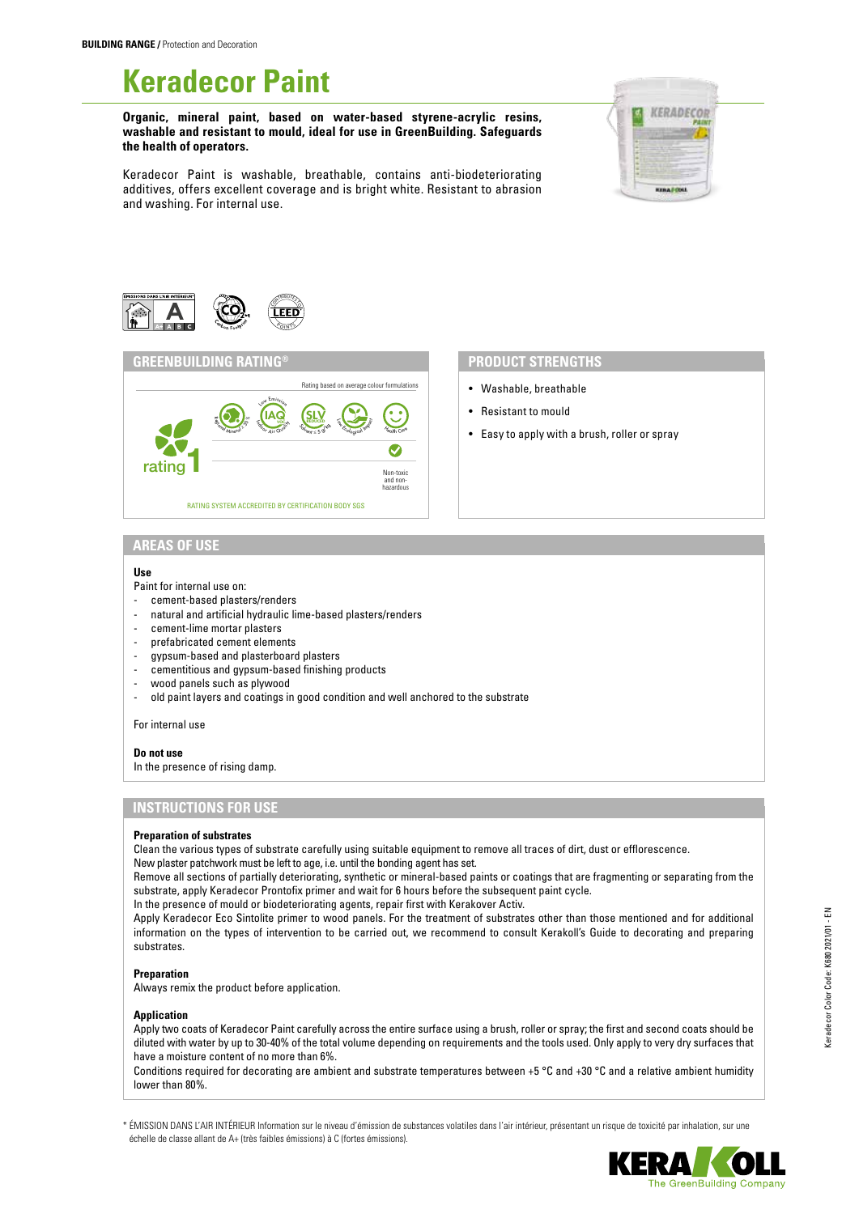**BUILDING RANGE /** Protection and Decoration

# Keradecor Paint

**Organic, mineral paint, based on water-based styrene-acrylic resins, washable and resistant to mould, ideal for use in GreenBuilding. Safeguards the health of operators.**

Keradecor Paint is washable, breathable, contains anti-biodeteriorating additives, offers excellent coverage and is bright white. Resistant to abrasion and washing. For internal use.

## GREENBUILDING RATING®

Rating based on average colour formulations

Regional Mineral ≥ 30% · Low Emission IAQ VOC Indoor Air Quality · SLV Solvent ≤ 5 g/kg · Low Ecological Impact · Health Care

rating 1

Non-toxic and non-hazardous

RATING SYSTEM ACCREDITED BY CERTIFICATION BODY SGS

## PRODUCT STRENGTHS

- Washable, breathable
- Resistant to mould
- Easy to apply with a brush, roller or spray

## AREAS OF USE

**Use**

Paint for internal use on:

- cement-based plasters/renders
- natural and artificial hydraulic lime-based plasters/renders
- cement-lime mortar plasters
- prefabricated cement elements
- gypsum-based and plasterboard plasters
- cementitious and gypsum-based finishing products
- wood panels such as plywood
- old paint layers and coatings in good condition and well anchored to the substrate

For internal use

**Do not use**

In the presence of rising damp.

## INSTRUCTIONS FOR USE

**Preparation of substrates**

Clean the various types of substrate carefully using suitable equipment to remove all traces of dirt, dust or efflorescence.

New plaster patchwork must be left to age, i.e. until the bonding agent has set.

Remove all sections of partially deteriorating, synthetic or mineral-based paints or coatings that are fragmenting or separating from the substrate, apply Keradecor Prontofix primer and wait for 6 hours before the subsequent paint cycle.

In the presence of mould or biodeteriorating agents, repair first with Kerakover Activ.

Apply Keradecor Eco Sintolite primer to wood panels. For the treatment of substrates other than those mentioned and for additional information on the types of intervention to be carried out, we recommend to consult Kerakoll's Guide to decorating and preparing substrates.

**Preparation**

Always remix the product before application.

**Application**

Apply two coats of Keradecor Paint carefully across the entire surface using a brush, roller or spray; the first and second coats should be diluted with water by up to 30-40% of the total volume depending on requirements and the tools used. Only apply to very dry surfaces that have a moisture content of no more than 6%.

Conditions required for decorating are ambient and substrate temperatures between +5 °C and +30 °C and a relative ambient humidity lower than 80%.

\* ÉMISSION DANS L'AIR INTÉRIEUR Information sur le niveau d'émission de substances volatiles dans l'air intérieur, présentant un risque de toxicité par inhalation, sur une échelle de classe allant de A+ (très faibles émissions) à C (fortes émissions).

Keradecor Color Code: K680 2021/01 - EN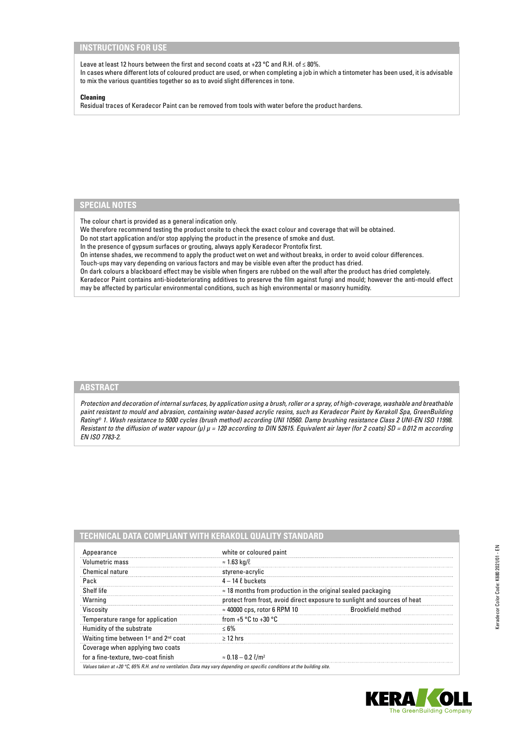## INSTRUCTIONS FOR USE

Leave at least 12 hours between the first and second coats at +23 °C and R.H. of ≤ 80%.
In cases where different lots of coloured product are used, or when completing a job in which a tintometer has been used, it is advisable to mix the various quantities together so as to avoid slight differences in tone.

**Cleaning**
Residual traces of Keradecor Paint can be removed from tools with water before the product hardens.

## SPECIAL NOTES

The colour chart is provided as a general indication only.
We therefore recommend testing the product onsite to check the exact colour and coverage that will be obtained.
Do not start application and/or stop applying the product in the presence of smoke and dust.
In the presence of gypsum surfaces or grouting, always apply Keradecor Prontofix first.
On intense shades, we recommend to apply the product wet on wet and without breaks, in order to avoid colour differences.
Touch-ups may vary depending on various factors and may be visible even after the product has dried.
On dark colours a blackboard effect may be visible when fingers are rubbed on the wall after the product has dried completely.
Keradecor Paint contains anti-biodeteriorating additives to preserve the film against fungi and mould; however the anti-mould effect may be affected by particular environmental conditions, such as high environmental or masonry humidity.

## ABSTRACT

*Protection and decoration of internal surfaces, by application using a brush, roller or a spray, of high-coverage, washable and breathable paint resistant to mould and abrasion, containing water-based acrylic resins, such as Keradecor Paint by Kerakoll Spa, GreenBuilding Rating® 1. Wash resistance to 5000 cycles (brush method) according UNI 10560. Damp brushing resistance Class 2 UNI-EN ISO 11998. Resistant to the diffusion of water vapour (μ) μ = 120 according to DIN 52615. Equivalent air layer (for 2 coats) SD = 0.012 m according EN ISO 7783-2.*

## TECHNICAL DATA COMPLIANT WITH KERAKOLL QUALITY STANDARD

| | | |
|---|---|---|
| Appearance | white or coloured paint | |
| Volumetric mass | ≈ 1.63 kg/ℓ | |
| Chemical nature | styrene-acrylic | |
| Pack | 4 – 14 ℓ buckets | |
| Shelf life | ≈ 18 months from production in the original sealed packaging | |
| Warning | protect from frost, avoid direct exposure to sunlight and sources of heat | |
| Viscosity | ≈ 40000 cps, rotor 6 RPM 10 | Brookfield method |
| Temperature range for application | from +5 °C to +30 °C | |
| Humidity of the substrate | ≤ 6% | |
| Waiting time between 1st and 2nd coat | ≥ 12 hrs | |
| Coverage when applying two coats for a fine-texture, two-coat finish | ≈ 0.18 – 0.2 ℓ/m² | |

*Values taken at +20 °C, 65% R.H. and no ventilation. Data may vary depending on specific conditions at the building site.*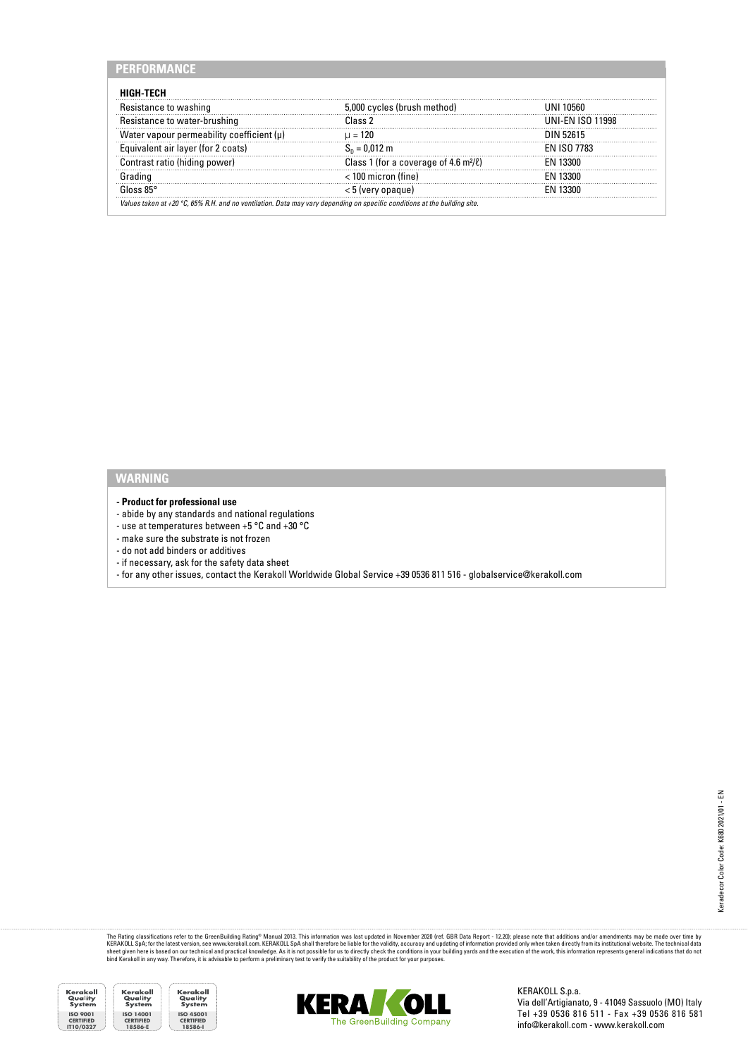## PERFORMANCE

| HIGH-TECH | | |
|---|---|---|
| Resistance to washing | 5,000 cycles (brush method) | UNI 10560 |
| Resistance to water-brushing | Class 2 | UNI-EN ISO 11998 |
| Water vapour permeability coefficient (μ) | μ = 120 | DIN 52615 |
| Equivalent air layer (for 2 coats) | $S_D$ = 0,012 m | EN ISO 7783 |
| Contrast ratio (hiding power) | Class 1 (for a coverage of 4.6 m²/ℓ) | EN 13300 |
| Grading | < 100 micron (fine) | EN 13300 |
| Gloss 85° | < 5 (very opaque) | EN 13300 |

*Values taken at +20 °C, 65% R.H. and no ventilation. Data may vary depending on specific conditions at the building site.*

## WARNING

**- Product for professional use**
- abide by any standards and national regulations
- use at temperatures between +5 °C and +30 °C
- make sure the substrate is not frozen
- do not add binders or additives
- if necessary, ask for the safety data sheet
- for any other issues, contact the Kerakoll Worldwide Global Service +39 0536 811 516 - globalservice@kerakoll.com

Keradecor Color Code: K680 2021/01 - EN

The Rating classifications refer to the GreenBuilding Rating® Manual 2013. This information was last updated in November 2020 (ref. GBR Data Report - 12.20); please note that additions and/or amendments may be made over time by KERAKOLL SpA; for the latest version, see www.kerakoll.com. KERAKOLL SpA shall therefore be liable for the validity, accuracy and updating of information provided only when taken directly from its institutional website. The technical data sheet given here is based on our technical and practical knowledge. As it is not possible for us to directly check the conditions in your building yards and the execution of the work, this information represents general indications that do not bind Kerakoll in any way. Therefore, it is advisable to perform a preliminary test to verify the suitability of the product for your purposes.

Kerakoll Quality System ISO 9001 CERTIFIED IT10/0327

Kerakoll Quality System ISO 14001 CERTIFIED 18586-E

Kerakoll Quality System ISO 45001 CERTIFIED 18586-I

KERAKOLL The GreenBuilding Company

KERAKOLL S.p.a.
Via dell'Artigianato, 9 - 41049 Sassuolo (MO) Italy
Tel +39 0536 816 511 - Fax +39 0536 816 581
info@kerakoll.com - www.kerakoll.com